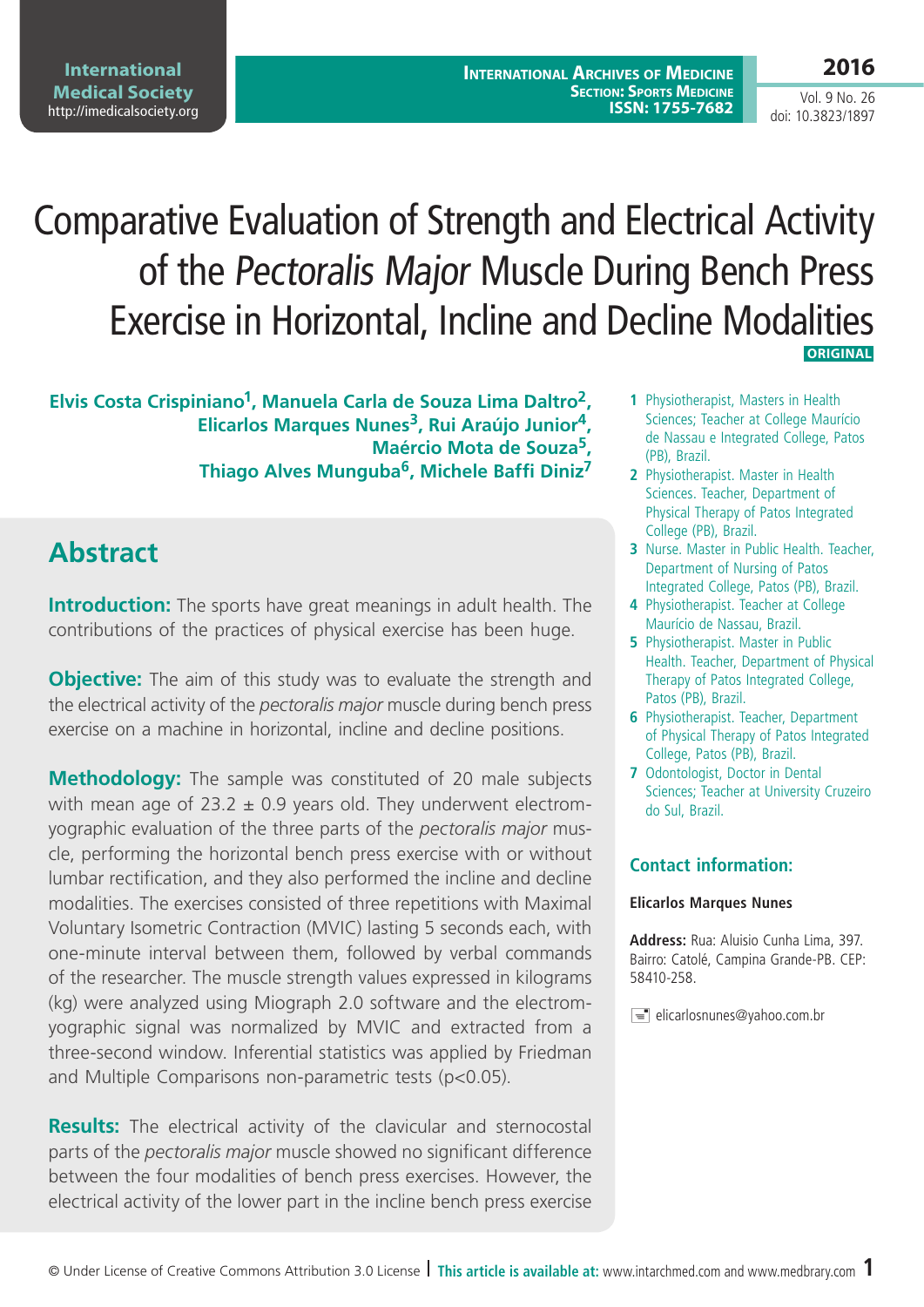# Comparative Evaluation of Strength and Electrical Activity of the *Pectoralis Major* Muscle During Bench Press Exercise in Horizontal, Incline and Decline Modalities

ORIGINAL

**Elvis Costa Crispiniano[1], Manuela Carla de Souza Lima Daltro[2], Elicarlos Marques Nunes[3], Rui Araújo Junior[4], Maércio Mota de Souza[5], Thiago Alves Munguba[6], Michele Baffi Diniz[7]**

1. Physiotherapist, Masters in Health Sciences; Teacher at College Maurício de Nassau e Integrated College, Patos (PB), Brazil.
2. Physiotherapist. Master in Health Sciences. Teacher, Department of Physical Therapy of Patos Integrated College (PB), Brazil.
3. Nurse. Master in Public Health. Teacher, Department of Nursing of Patos Integrated College, Patos (PB), Brazil.
4. Physiotherapist. Teacher at College Maurício de Nassau, Brazil.
5. Physiotherapist. Master in Public Health. Teacher, Department of Physical Therapy of Patos Integrated College, Patos (PB), Brazil.
6. Physiotherapist. Teacher, Department of Physical Therapy of Patos Integrated College, Patos (PB), Brazil.
7. Odontologist, Doctor in Dental Sciences; Teacher at University Cruzeiro do Sul, Brazil.

### Contact information:

**Elicarlos Marques Nunes**

**Address:** Rua: Aluisio Cunha Lima, 397. Bairro: Catolé, Campina Grande-PB. CEP: 58410-258.

elicarlosnunes@yahoo.com.br

## Abstract

**Introduction:** The sports have great meanings in adult health. The contributions of the practices of physical exercise has been huge.

**Objective:** The aim of this study was to evaluate the strength and the electrical activity of the *pectoralis major* muscle during bench press exercise on a machine in horizontal, incline and decline positions.

**Methodology:** The sample was constituted of 20 male subjects with mean age of 23.2 ± 0.9 years old. They underwent electromyographic evaluation of the three parts of the *pectoralis major* muscle, performing the horizontal bench press exercise with or without lumbar rectification, and they also performed the incline and decline modalities. The exercises consisted of three repetitions with Maximal Voluntary Isometric Contraction (MVIC) lasting 5 seconds each, with one-minute interval between them, followed by verbal commands of the researcher. The muscle strength values expressed in kilograms (kg) were analyzed using Miograph 2.0 software and the electromyographic signal was normalized by MVIC and extracted from a three-second window. Inferential statistics was applied by Friedman and Multiple Comparisons non-parametric tests ($p<0.05$).

**Results:** The electrical activity of the clavicular and sternocostal parts of the *pectoralis major* muscle showed no significant difference between the four modalities of bench press exercises. However, the electrical activity of the lower part in the incline bench press exercise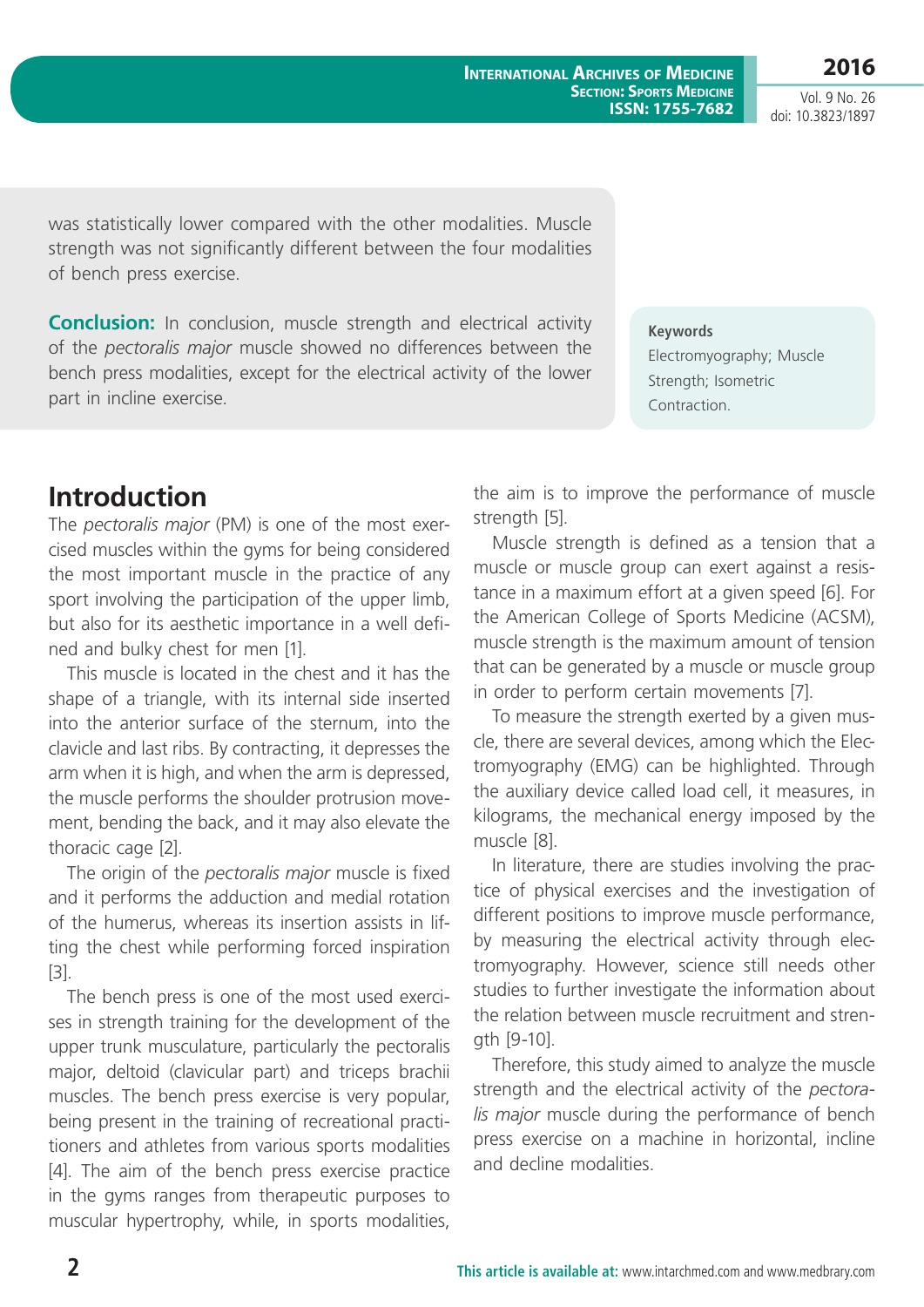was statistically lower compared with the other modalities. Muscle strength was not significantly different between the four modalities of bench press exercise.

**Conclusion:** In conclusion, muscle strength and electrical activity of the *pectoralis major* muscle showed no differences between the bench press modalities, except for the electrical activity of the lower part in incline exercise.

**Keywords**
Electromyography; Muscle Strength; Isometric Contraction.

## Introduction

The *pectoralis major* (PM) is one of the most exercised muscles within the gyms for being considered the most important muscle in the practice of any sport involving the participation of the upper limb, but also for its aesthetic importance in a well defined and bulky chest for men [1].

This muscle is located in the chest and it has the shape of a triangle, with its internal side inserted into the anterior surface of the sternum, into the clavicle and last ribs. By contracting, it depresses the arm when it is high, and when the arm is depressed, the muscle performs the shoulder protrusion movement, bending the back, and it may also elevate the thoracic cage [2].

The origin of the *pectoralis major* muscle is fixed and it performs the adduction and medial rotation of the humerus, whereas its insertion assists in lifting the chest while performing forced inspiration [3].

The bench press is one of the most used exercises in strength training for the development of the upper trunk musculature, particularly the pectoralis major, deltoid (clavicular part) and triceps brachii muscles. The bench press exercise is very popular, being present in the training of recreational practitioners and athletes from various sports modalities [4]. The aim of the bench press exercise practice in the gyms ranges from therapeutic purposes to muscular hypertrophy, while, in sports modalities, the aim is to improve the performance of muscle strength [5].

Muscle strength is defined as a tension that a muscle or muscle group can exert against a resistance in a maximum effort at a given speed [6]. For the American College of Sports Medicine (ACSM), muscle strength is the maximum amount of tension that can be generated by a muscle or muscle group in order to perform certain movements [7].

To measure the strength exerted by a given muscle, there are several devices, among which the Electromyography (EMG) can be highlighted. Through the auxiliary device called load cell, it measures, in kilograms, the mechanical energy imposed by the muscle [8].

In literature, there are studies involving the practice of physical exercises and the investigation of different positions to improve muscle performance, by measuring the electrical activity through electromyography. However, science still needs other studies to further investigate the information about the relation between muscle recruitment and strength [9-10].

Therefore, this study aimed to analyze the muscle strength and the electrical activity of the *pectoralis major* muscle during the performance of bench press exercise on a machine in horizontal, incline and decline modalities.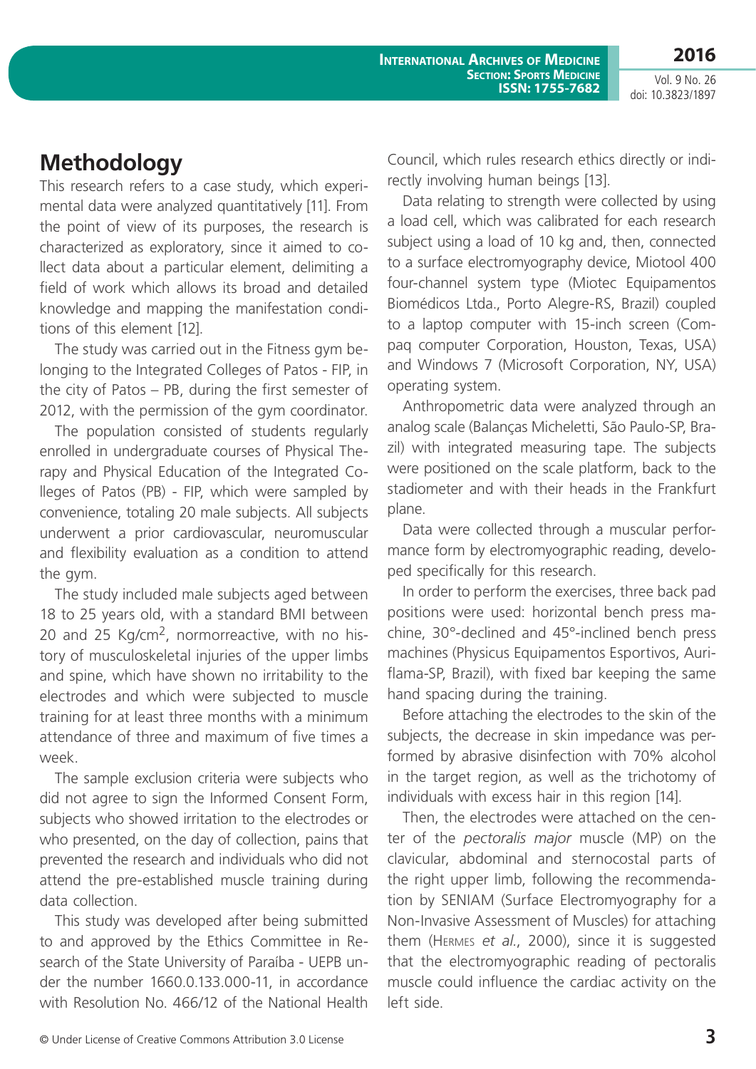## Methodology

This research refers to a case study, which experimental data were analyzed quantitatively [11]. From the point of view of its purposes, the research is characterized as exploratory, since it aimed to collect data about a particular element, delimiting a field of work which allows its broad and detailed knowledge and mapping the manifestation conditions of this element [12].

The study was carried out in the Fitness gym belonging to the Integrated Colleges of Patos - FIP, in the city of Patos – PB, during the first semester of 2012, with the permission of the gym coordinator.

The population consisted of students regularly enrolled in undergraduate courses of Physical Therapy and Physical Education of the Integrated Colleges of Patos (PB) - FIP, which were sampled by convenience, totaling 20 male subjects. All subjects underwent a prior cardiovascular, neuromuscular and flexibility evaluation as a condition to attend the gym.

The study included male subjects aged between 18 to 25 years old, with a standard BMI between 20 and 25 Kg/cm$^2$, normorreactive, with no history of musculoskeletal injuries of the upper limbs and spine, which have shown no irritability to the electrodes and which were subjected to muscle training for at least three months with a minimum attendance of three and maximum of five times a week.

The sample exclusion criteria were subjects who did not agree to sign the Informed Consent Form, subjects who showed irritation to the electrodes or who presented, on the day of collection, pains that prevented the research and individuals who did not attend the pre-established muscle training during data collection.

This study was developed after being submitted to and approved by the Ethics Committee in Research of the State University of Paraíba - UEPB under the number 1660.0.133.000-11, in accordance with Resolution No. 466/12 of the National Health Council, which rules research ethics directly or indirectly involving human beings [13].

Data relating to strength were collected by using a load cell, which was calibrated for each research subject using a load of 10 kg and, then, connected to a surface electromyography device, Miotool 400 four-channel system type (Miotec Equipamentos Biomédicos Ltda., Porto Alegre-RS, Brazil) coupled to a laptop computer with 15-inch screen (Compaq computer Corporation, Houston, Texas, USA) and Windows 7 (Microsoft Corporation, NY, USA) operating system.

Anthropometric data were analyzed through an analog scale (Balanças Micheletti, São Paulo-SP, Brazil) with integrated measuring tape. The subjects were positioned on the scale platform, back to the stadiometer and with their heads in the Frankfurt plane.

Data were collected through a muscular performance form by electromyographic reading, developed specifically for this research.

In order to perform the exercises, three back pad positions were used: horizontal bench press machine, 30°-declined and 45°-inclined bench press machines (Physicus Equipamentos Esportivos, Auriflama-SP, Brazil), with fixed bar keeping the same hand spacing during the training.

Before attaching the electrodes to the skin of the subjects, the decrease in skin impedance was performed by abrasive disinfection with 70% alcohol in the target region, as well as the trichotomy of individuals with excess hair in this region [14].

Then, the electrodes were attached on the center of the *pectoralis major* muscle (MP) on the clavicular, abdominal and sternocostal parts of the right upper limb, following the recommendation by SENIAM (Surface Electromyography for a Non-Invasive Assessment of Muscles) for attaching them (Hermes *et al.*, 2000), since it is suggested that the electromyographic reading of pectoralis muscle could influence the cardiac activity on the left side.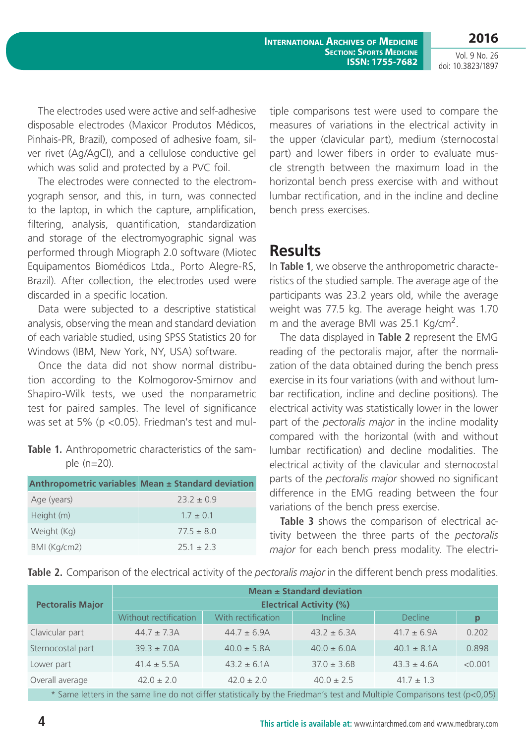The electrodes used were active and self-adhesive disposable electrodes (Maxicor Produtos Médicos, Pinhais-PR, Brazil), composed of adhesive foam, silver rivet (Ag/AgCl), and a cellulose conductive gel which was solid and protected by a PVC foil.

The electrodes were connected to the electromyograph sensor, and this, in turn, was connected to the laptop, in which the capture, amplification, filtering, analysis, quantification, standardization and storage of the electromyographic signal was performed through Miograph 2.0 software (Miotec Equipamentos Biomédicos Ltda., Porto Alegre-RS, Brazil). After collection, the electrodes used were discarded in a specific location.

Data were subjected to a descriptive statistical analysis, observing the mean and standard deviation of each variable studied, using SPSS Statistics 20 for Windows (IBM, New York, NY, USA) software.

Once the data did not show normal distribution according to the Kolmogorov-Smirnov and Shapiro-Wilk tests, we used the nonparametric test for paired samples. The level of significance was set at 5% ($p < 0.05$). Friedman's test and multiple comparisons test were used to compare the measures of variations in the electrical activity in the upper (clavicular part), medium (sternocostal part) and lower fibers in order to evaluate muscle strength between the maximum load in the horizontal bench press exercise with and without lumbar rectification, and in the incline and decline bench press exercises.

**Table 1.** Anthropometric characteristics of the sample (n=20).

| Anthropometric variables | Mean ± Standard deviation |
|---|---|
| Age (years) | 23.2 ± 0.9 |
| Height (m) | 1.7 ± 0.1 |
| Weight (Kg) | 77.5 ± 8.0 |
| BMI (Kg/cm2) | 25.1 ± 2.3 |

## Results

In **Table 1**, we observe the anthropometric characteristics of the studied sample. The average age of the participants was 23.2 years old, while the average weight was 77.5 kg. The average height was 1.70 m and the average BMI was 25.1 $Kg/cm^2$.

The data displayed in **Table 2** represent the EMG reading of the pectoralis major, after the normalization of the data obtained during the bench press exercise in its four variations (with and without lumbar rectification, incline and decline positions). The electrical activity was statistically lower in the lower part of the *pectoralis major* in the incline modality compared with the horizontal (with and without lumbar rectification) and decline modalities. The electrical activity of the clavicular and sternocostal parts of the *pectoralis major* showed no significant difference in the EMG reading between the four variations of the bench press exercise.

**Table 3** shows the comparison of electrical activity between the three parts of the *pectoralis major* for each bench press modality. The electri-

**Table 2.** Comparison of the electrical activity of the *pectoralis major* in the different bench press modalities.

| Pectoralis Major | Mean ± Standard deviation | | | | |
|---|---|---|---|---|---|
| | Electrical Activity (%) | | | | |
| | Without rectification | With rectification | Incline | Decline | p |
| Clavicular part | 44.7 ± 7.3A | 44.7 ± 6.9A | 43.2 ± 6.3A | 41.7 ± 6.9A | 0.202 |
| Sternocostal part | 39.3 ± 7.0A | 40.0 ± 5.8A | 40.0 ± 6.0A | 40.1 ± 8.1A | 0.898 |
| Lower part | 41.4 ± 5.5A | 43.2 ± 6.1A | 37.0 ± 3.6B | 43.3 ± 4.6A | <0.001 |
| Overall average | 42.0 ± 2.0 | 42.0 ± 2.0 | 40.0 ± 2.5 | 41.7 ± 1.3 | |

\* Same letters in the same line do not differ statistically by the Friedman's test and Multiple Comparisons test (p<0,05)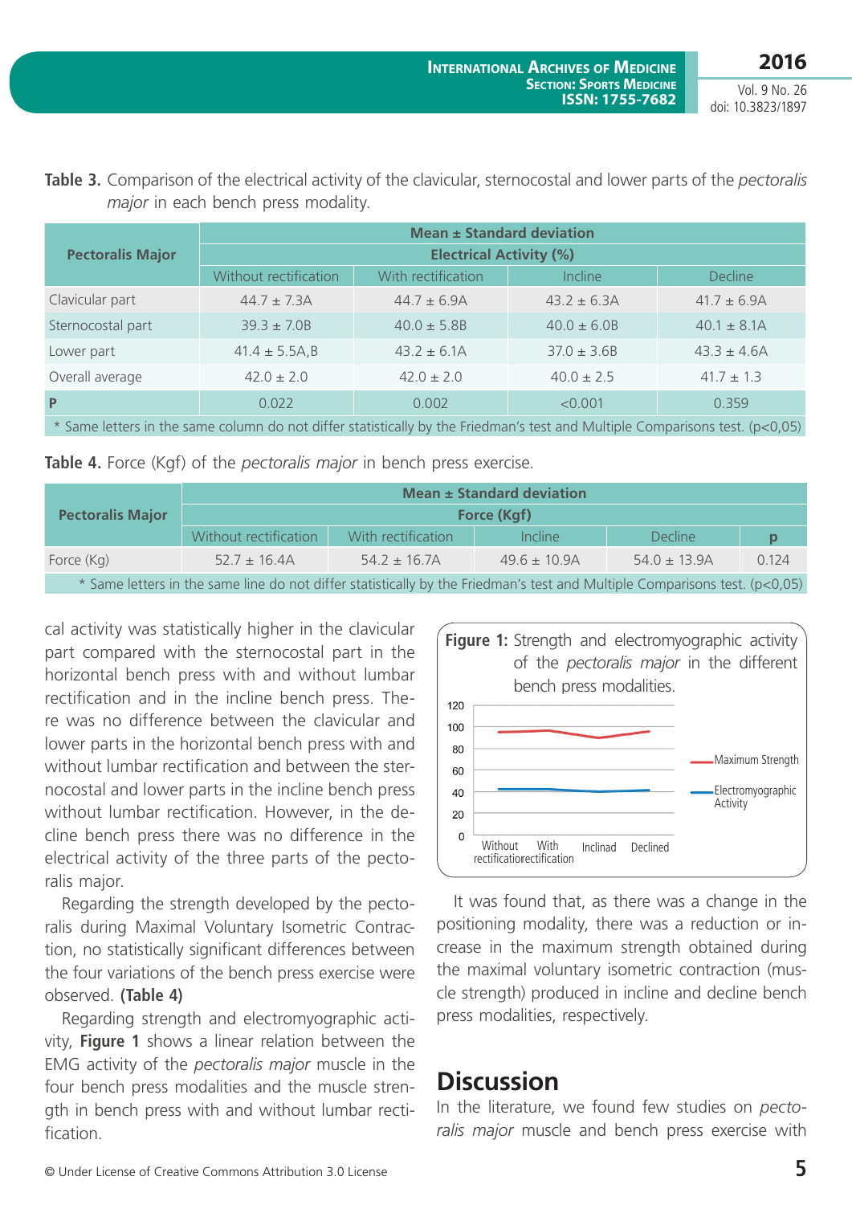**Table 3.** Comparison of the electrical activity of the clavicular, sternocostal and lower parts of the *pectoralis major* in each bench press modality.

| Pectoralis Major | Mean ± Standard deviation Electrical Activity (%) | | | |
|---|---|---|---|---|
| | Without rectification | With rectification | Incline | Decline |
| Clavicular part | 44.7 ± 7.3A | 44.7 ± 6.9A | 43.2 ± 6.3A | 41.7 ± 6.9A |
| Sternocostal part | 39.3 ± 7.0B | 40.0 ± 5.8B | 40.0 ± 6.0B | 40.1 ± 8.1A |
| Lower part | 41.4 ± 5.5A,B | 43.2 ± 6.1A | 37.0 ± 3.6B | 43.3 ± 4.6A |
| Overall average | 42.0 ± 2.0 | 42.0 ± 2.0 | 40.0 ± 2.5 | 41.7 ± 1.3 |
| **P** | 0.022 | 0.002 | <0.001 | 0.359 |

\* Same letters in the same column do not differ statistically by the Friedman's test and Multiple Comparisons test. (p<0,05)

**Table 4.** Force (Kgf) of the *pectoralis major* in bench press exercise.

| Pectoralis Major | Mean ± Standard deviation Force (Kgf) | | | | |
|---|---|---|---|---|---|
| | Without rectification | With rectification | Incline | Decline | p |
| Force (Kg) | 52.7 ± 16.4A | 54.2 ± 16.7A | 49.6 ± 10.9A | 54.0 ± 13.9A | 0.124 |

\* Same letters in the same line do not differ statistically by the Friedman's test and Multiple Comparisons test. (p<0,05)

cal activity was statistically higher in the clavicular part compared with the sternocostal part in the horizontal bench press with and without lumbar rectification and in the incline bench press. There was no difference between the clavicular and lower parts in the horizontal bench press with and without lumbar rectification and between the sternocostal and lower parts in the incline bench press without lumbar rectification. However, in the decline bench press there was no difference in the electrical activity of the three parts of the pectoralis major.

Regarding the strength developed by the pectoralis during Maximal Voluntary Isometric Contraction, no statistically significant differences between the four variations of the bench press exercise were observed. **(Table 4)**

Regarding strength and electromyographic activity, **Figure 1** shows a linear relation between the EMG activity of the *pectoralis major* muscle in the four bench press modalities and the muscle strength in bench press with and without lumbar rectification.

**Figure 1:** Strength and electromyographic activity of the *pectoralis major* in the different bench press modalities.

It was found that, as there was a change in the positioning modality, there was a reduction or increase in the maximum strength obtained during the maximal voluntary isometric contraction (muscle strength) produced in incline and decline bench press modalities, respectively.

## Discussion

In the literature, we found few studies on *pectoralis major* muscle and bench press exercise with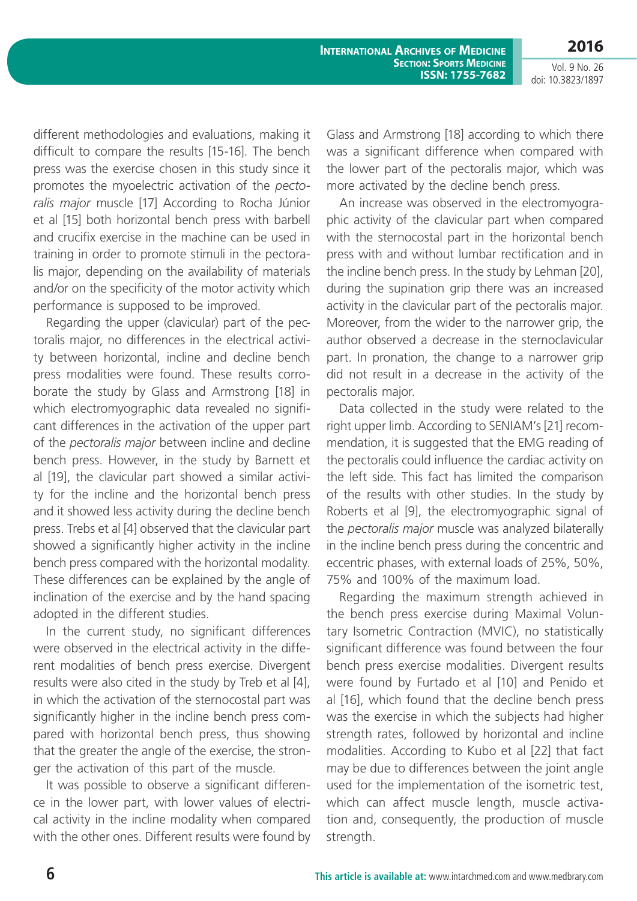different methodologies and evaluations, making it difficult to compare the results [15-16]. The bench press was the exercise chosen in this study since it promotes the myoelectric activation of the *pectoralis major* muscle [17] According to Rocha Júnior et al [15] both horizontal bench press with barbell and crucifix exercise in the machine can be used in training in order to promote stimuli in the pectoralis major, depending on the availability of materials and/or on the specificity of the motor activity which performance is supposed to be improved.

Regarding the upper (clavicular) part of the pectoralis major, no differences in the electrical activity between horizontal, incline and decline bench press modalities were found. These results corroborate the study by Glass and Armstrong [18] in which electromyographic data revealed no significant differences in the activation of the upper part of the *pectoralis major* between incline and decline bench press. However, in the study by Barnett et al [19], the clavicular part showed a similar activity for the incline and the horizontal bench press and it showed less activity during the decline bench press. Trebs et al [4] observed that the clavicular part showed a significantly higher activity in the incline bench press compared with the horizontal modality. These differences can be explained by the angle of inclination of the exercise and by the hand spacing adopted in the different studies.

In the current study, no significant differences were observed in the electrical activity in the different modalities of bench press exercise. Divergent results were also cited in the study by Treb et al [4], in which the activation of the sternocostal part was significantly higher in the incline bench press compared with horizontal bench press, thus showing that the greater the angle of the exercise, the stronger the activation of this part of the muscle.

It was possible to observe a significant difference in the lower part, with lower values of electrical activity in the incline modality when compared with the other ones. Different results were found by Glass and Armstrong [18] according to which there was a significant difference when compared with the lower part of the pectoralis major, which was more activated by the decline bench press.

An increase was observed in the electromyographic activity of the clavicular part when compared with the sternocostal part in the horizontal bench press with and without lumbar rectification and in the incline bench press. In the study by Lehman [20], during the supination grip there was an increased activity in the clavicular part of the pectoralis major. Moreover, from the wider to the narrower grip, the author observed a decrease in the sternoclavicular part. In pronation, the change to a narrower grip did not result in a decrease in the activity of the pectoralis major.

Data collected in the study were related to the right upper limb. According to SENIAM's [21] recommendation, it is suggested that the EMG reading of the pectoralis could influence the cardiac activity on the left side. This fact has limited the comparison of the results with other studies. In the study by Roberts et al [9], the electromyographic signal of the *pectoralis major* muscle was analyzed bilaterally in the incline bench press during the concentric and eccentric phases, with external loads of 25%, 50%, 75% and 100% of the maximum load.

Regarding the maximum strength achieved in the bench press exercise during Maximal Voluntary Isometric Contraction (MVIC), no statistically significant difference was found between the four bench press exercise modalities. Divergent results were found by Furtado et al [10] and Penido et al [16], which found that the decline bench press was the exercise in which the subjects had higher strength rates, followed by horizontal and incline modalities. According to Kubo et al [22] that fact may be due to differences between the joint angle used for the implementation of the isometric test, which can affect muscle length, muscle activation and, consequently, the production of muscle strength.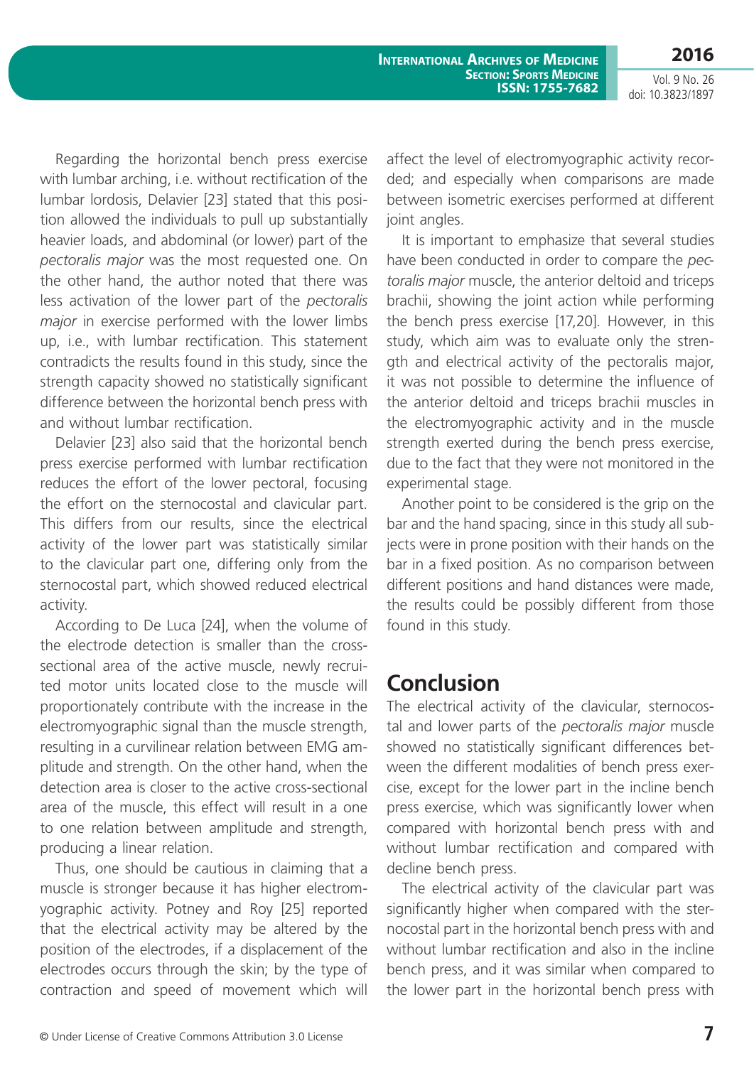Regarding the horizontal bench press exercise with lumbar arching, i.e. without rectification of the lumbar lordosis, Delavier [23] stated that this position allowed the individuals to pull up substantially heavier loads, and abdominal (or lower) part of the *pectoralis major* was the most requested one. On the other hand, the author noted that there was less activation of the lower part of the *pectoralis major* in exercise performed with the lower limbs up, i.e., with lumbar rectification. This statement contradicts the results found in this study, since the strength capacity showed no statistically significant difference between the horizontal bench press with and without lumbar rectification.

Delavier [23] also said that the horizontal bench press exercise performed with lumbar rectification reduces the effort of the lower pectoral, focusing the effort on the sternocostal and clavicular part. This differs from our results, since the electrical activity of the lower part was statistically similar to the clavicular part one, differing only from the sternocostal part, which showed reduced electrical activity.

According to De Luca [24], when the volume of the electrode detection is smaller than the cross-sectional area of the active muscle, newly recruited motor units located close to the muscle will proportionately contribute with the increase in the electromyographic signal than the muscle strength, resulting in a curvilinear relation between EMG amplitude and strength. On the other hand, when the detection area is closer to the active cross-sectional area of the muscle, this effect will result in a one to one relation between amplitude and strength, producing a linear relation.

Thus, one should be cautious in claiming that a muscle is stronger because it has higher electromyographic activity. Potney and Roy [25] reported that the electrical activity may be altered by the position of the electrodes, if a displacement of the electrodes occurs through the skin; by the type of contraction and speed of movement which will affect the level of electromyographic activity recorded; and especially when comparisons are made between isometric exercises performed at different joint angles.

It is important to emphasize that several studies have been conducted in order to compare the *pectoralis major* muscle, the anterior deltoid and triceps brachii, showing the joint action while performing the bench press exercise [17,20]. However, in this study, which aim was to evaluate only the strength and electrical activity of the pectoralis major, it was not possible to determine the influence of the anterior deltoid and triceps brachii muscles in the electromyographic activity and in the muscle strength exerted during the bench press exercise, due to the fact that they were not monitored in the experimental stage.

Another point to be considered is the grip on the bar and the hand spacing, since in this study all subjects were in prone position with their hands on the bar in a fixed position. As no comparison between different positions and hand distances were made, the results could be possibly different from those found in this study.

## Conclusion

The electrical activity of the clavicular, sternocostal and lower parts of the *pectoralis major* muscle showed no statistically significant differences between the different modalities of bench press exercise, except for the lower part in the incline bench press exercise, which was significantly lower when compared with horizontal bench press with and without lumbar rectification and compared with decline bench press.

The electrical activity of the clavicular part was significantly higher when compared with the sternocostal part in the horizontal bench press with and without lumbar rectification and also in the incline bench press, and it was similar when compared to the lower part in the horizontal bench press with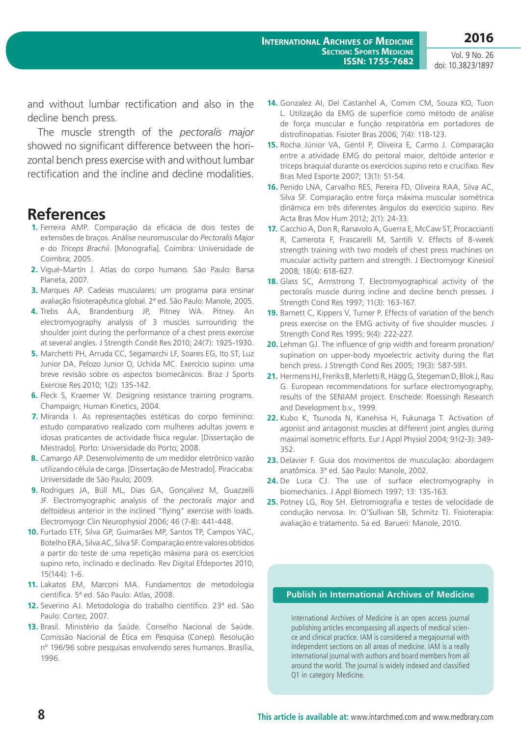and without lumbar rectification and also in the decline bench press.

The muscle strength of the *pectoralis major* showed no significant difference between the horizontal bench press exercise with and without lumbar rectification and the incline and decline modalities.

# References

1. Ferreira AMP. Comparação da eficácia de dois testes de extensões de braços. Análise neuromuscular do *Pectoralis Major* e do *Triceps Brachii*. [Monografia]. Coimbra: Universidade de Coimbra; 2005.
2. Vigué-Martín J. Atlas do corpo humano. São Paulo: Barsa Planeta, 2007.
3. Marques AP. Cadeias musculares: um programa para ensinar avaliação fisioterapêutica global. 2ª ed. São Paulo: Manole, 2005.
4. Trebs AA, Brandenburg JP, Pitney WA. Pitney. An electromyography analysis of 3 muscles surrounding the shoulder joint during the performance of a chest press exercise at several angles. J Strength Condit Res 2010; 24(7): 1925-1930.
5. Marchetti PH, Arruda CC, Segamarchi LF, Soares EG, Ito ST, Luz Junior DA, Pelozo Junior O, Uchida MC. Exercício supino: uma breve revisão sobre os aspectos biomecânicos. Braz J Sports Exercise Res 2010; 1(2): 135-142.
6. Fleck S, Kraemer W. Designing resistance training programs. Champaign; Human Kinetics, 2004.
7. Miranda I. As representações estéticas do corpo feminino: estudo comparativo realizado com mulheres adultas jovens e idosas praticantes de actividade física regular. [Dissertação de Mestrado]. Porto: Universidade do Porto; 2008.
8. Camargo AP. Desenvolvimento de um medidor eletrônico vazão utilizando célula de carga. [Dissertação de Mestrado]. Piracicaba: Universidade de São Paulo; 2009.
9. Rodrigues JA, Büll ML, Dias GA, Gonçalvez M, Guazzelli JF. Electromyographic analysis of the *pectoralis major* and deltoideus anterior in the inclined "flying" exercise with loads. Electromyogr Clin Neurophysiol 2006; 46 (7-8): 441-448.
10. Furtado ETF, Silva GP, Guimarães MP, Santos TP, Campos YAC, Botelho ERA, Silva AC, Silva SF. Comparação entre valores obtidos a partir do teste de uma repetição máxima para os exercícios supino reto, inclinado e declinado. Rev Digital Efdeportes 2010; 15(144): 1-6.
11. Lakatos EM, Marconi MA. Fundamentos de metodologia científica. 5ª ed. São Paulo: Atlas, 2008.
12. Severino AJ. Metodologia do trabalho científico. 23ª ed. São Paulo: Cortez, 2007.
13. Brasil. Ministério da Saúde. Conselho Nacional de Saúde. Comissão Nacional de Ética em Pesquisa (Conep). Resolução nº 196/96 sobre pesquisas envolvendo seres humanos. Brasília, 1996.
14. Gonzalez AI, Del Castanhel A, Comim CM, Souza KO, Tuon L. Utilização da EMG de superfície como método de análise de força muscular e função respiratória em portadores de distrofinopatias. Fisioter Bras 2006; 7(4): 118-123.
15. Rocha Júnior VA, Gentil P, Oliveira E, Carmo J. Comparação entre a atividade EMG do peitoral maior, deltóide anterior e tríceps braquial durante os exercícios supino reto e crucifixo. Rev Bras Med Esporte 2007; 13(1): 51-54.
16. Penido LNA, Carvalho RES, Pereira FD, Oliveira RAA, Silva AC, Silva SF. Comparação entre força máxima muscular isométrica dinâmica em três diferentes ângulos do exercício supino. Rev Acta Bras Mov Hum 2012; 2(1): 24-33.
17. Cacchio A, Don R, Ranavolo A, Guerra E, McCaw ST, Procaccianti R, Camerota F, Frascarelli M, Santilli V. Effects of 8-week strength training with two models of chest press machines on muscular activity pattern and strength. J Electromyogr Kinesiol 2008; 18(4): 618-627.
18. Glass SC, Armstrong T. Electromyographical activity of the pectoralis muscle during incline and decline bench presses. J Strength Cond Res 1997; 11(3): 163-167.
19. Barnett C, Kippers V, Turner P. Effects of variation of the bench press exercise on the EMG activity of five shoulder muscles. J Strength Cond Res 1995; 9(4): 222-227.
20. Lehman GJ. The influence of grip width and forearm pronation/supination on upper-body myoelectric activity during the flat bench press. J Strength Cond Res 2005; 19(3): 587-591.
21. Hermens HJ, Freriks B, Merletti R, Hägg G, Stegeman D, Blok J, Rau G. European recommendations for surface electromyography, results of the SENIAM project. Enschede: Roessingh Research and Development b.v., 1999.
22. Kubo K, Tsunoda N, Kanehisa H, Fukunaga T. Activation of agonist and antagonist muscles at different joint angles during maximal isometric efforts. Eur J Appl Physiol 2004; 91(2-3): 349-352.
23. Delavier F. Guia dos movimentos de musculação: abordagem anatômica. 3ª ed. São Paulo: Manole, 2002.
24. De Luca CJ. The use of surface electromyography in biomechanics. J Appl Biomech 1997; 13: 135-163.
25. Potney LG, Roy SH. Eletromiografia e testes de velocidade de condução nervosa. In: O'Sullivan SB, Schmitz TJ. Fisioterapia: avaliação e tratamento. 5a ed. Barueri: Manole, 2010.

**Publish in International Archives of Medicine**

International Archives of Medicine is an open access journal publishing articles encompassing all aspects of medical science and clinical practice. IAM is considered a megajournal with independent sections on all areas of medicine. IAM is a really international journal with authors and board members from all around the world. The journal is widely indexed and classified Q1 in category Medicine.